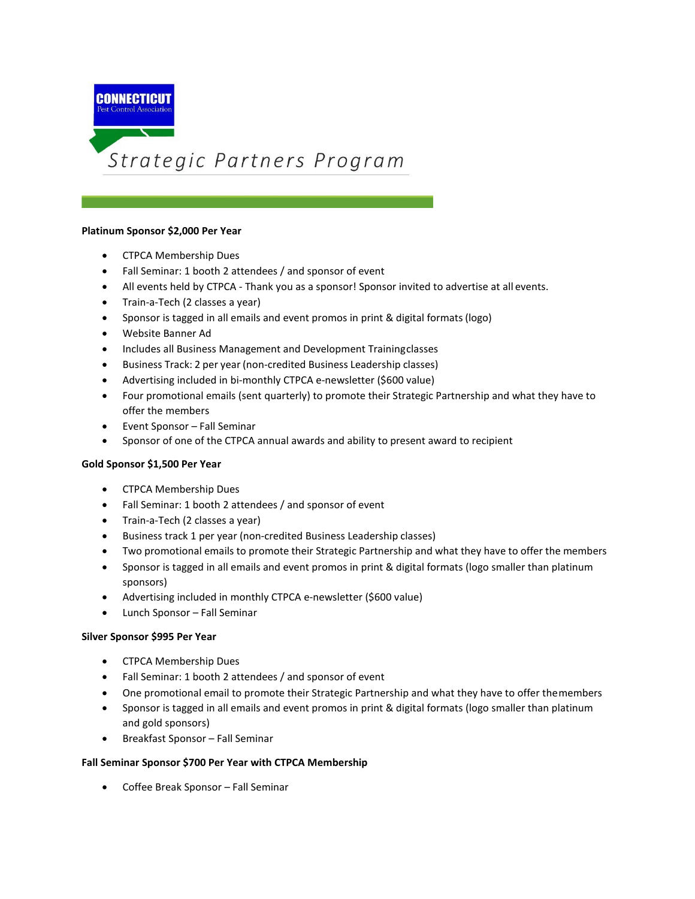CONNECTICUT
Pest Control Association

# Strategic Partners Program

**Platinum Sponsor $2,000 Per Year**

- CTPCA Membership Dues
- Fall Seminar: 1 booth 2 attendees / and sponsor of event
- All events held by CTPCA - Thank you as a sponsor! Sponsor invited to advertise at all events.
- Train-a-Tech (2 classes a year)
- Sponsor is tagged in all emails and event promos in print & digital formats (logo)
- Website Banner Ad
- Includes all Business Management and Development Training classes
- Business Track: 2 per year (non-credited Business Leadership classes)
- Advertising included in bi-monthly CTPCA e-newsletter ($600 value)
- Four promotional emails (sent quarterly) to promote their Strategic Partnership and what they have to offer the members
- Event Sponsor – Fall Seminar
- Sponsor of one of the CTPCA annual awards and ability to present award to recipient

**Gold Sponsor $1,500 Per Year**

- CTPCA Membership Dues
- Fall Seminar: 1 booth 2 attendees / and sponsor of event
- Train-a-Tech (2 classes a year)
- Business track 1 per year (non-credited Business Leadership classes)
- Two promotional emails to promote their Strategic Partnership and what they have to offer the members
- Sponsor is tagged in all emails and event promos in print & digital formats (logo smaller than platinum sponsors)
- Advertising included in monthly CTPCA e-newsletter ($600 value)
- Lunch Sponsor – Fall Seminar

**Silver Sponsor $995 Per Year**

- CTPCA Membership Dues
- Fall Seminar: 1 booth 2 attendees / and sponsor of event
- One promotional email to promote their Strategic Partnership and what they have to offer the members
- Sponsor is tagged in all emails and event promos in print & digital formats (logo smaller than platinum and gold sponsors)
- Breakfast Sponsor – Fall Seminar

**Fall Seminar Sponsor $700 Per Year with CTPCA Membership**

- Coffee Break Sponsor – Fall Seminar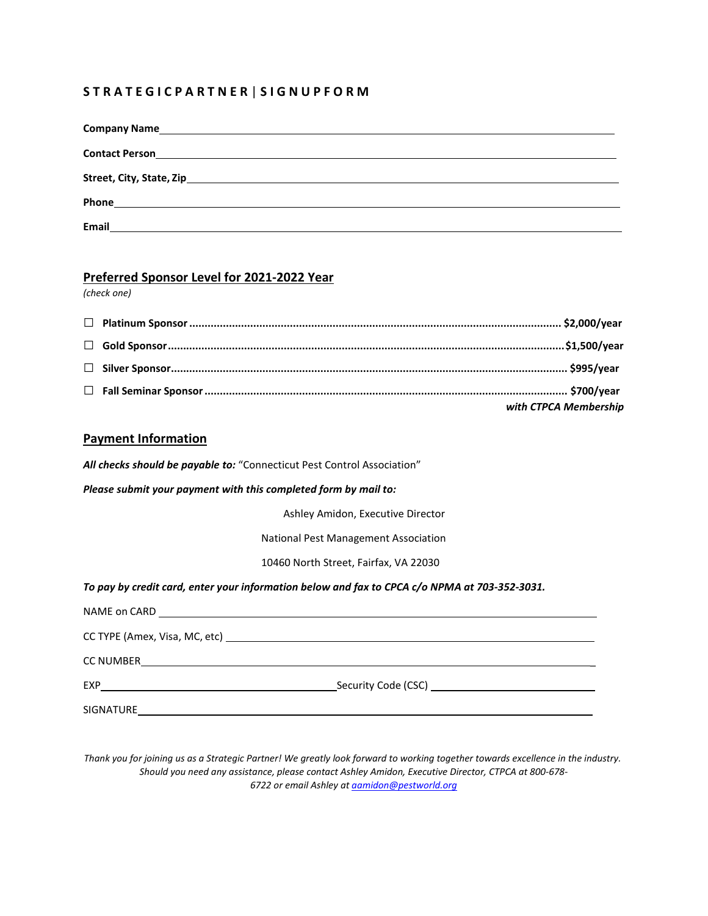## STRATEGIC PARTNER | SIGNUP FORM

**Company Name** ______________________________________________

**Contact Person** ______________________________________________

**Street, City, State, Zip** ______________________________________________

**Phone** ______________________________________________

**Email** ______________________________________________

### Preferred Sponsor Level for 2021-2022 Year

*(check one)*

☐ **Platinum Sponsor** ........................................ **$2,000/year**

☐ **Gold Sponsor** ........................................ **$1,500/year**

☐ **Silver Sponsor** ........................................ **$995/year**

☐ **Fall Seminar Sponsor** ........................................ **$700/year**
***with CTPCA Membership***

### Payment Information

***All checks should be payable to:*** "Connecticut Pest Control Association"

***Please submit your payment with this completed form by mail to:***

Ashley Amidon, Executive Director

National Pest Management Association

10460 North Street, Fairfax, VA 22030

***To pay by credit card, enter your information below and fax to CPCA c/o NPMA at 703-352-3031.***

NAME on CARD ______________________________________________

CC TYPE (Amex, Visa, MC, etc) ______________________________________________

CC NUMBER ______________________________________________

EXP ______________________ Security Code (CSC) ______________________

SIGNATURE ______________________________________________

*Thank you for joining us as a Strategic Partner! We greatly look forward to working together towards excellence in the industry. Should you need any assistance, please contact Ashley Amidon, Executive Director, CTPCA at 800-678-6722 or email Ashley at [aamidon@pestworld.org](mailto:aamidon@pestworld.org)*